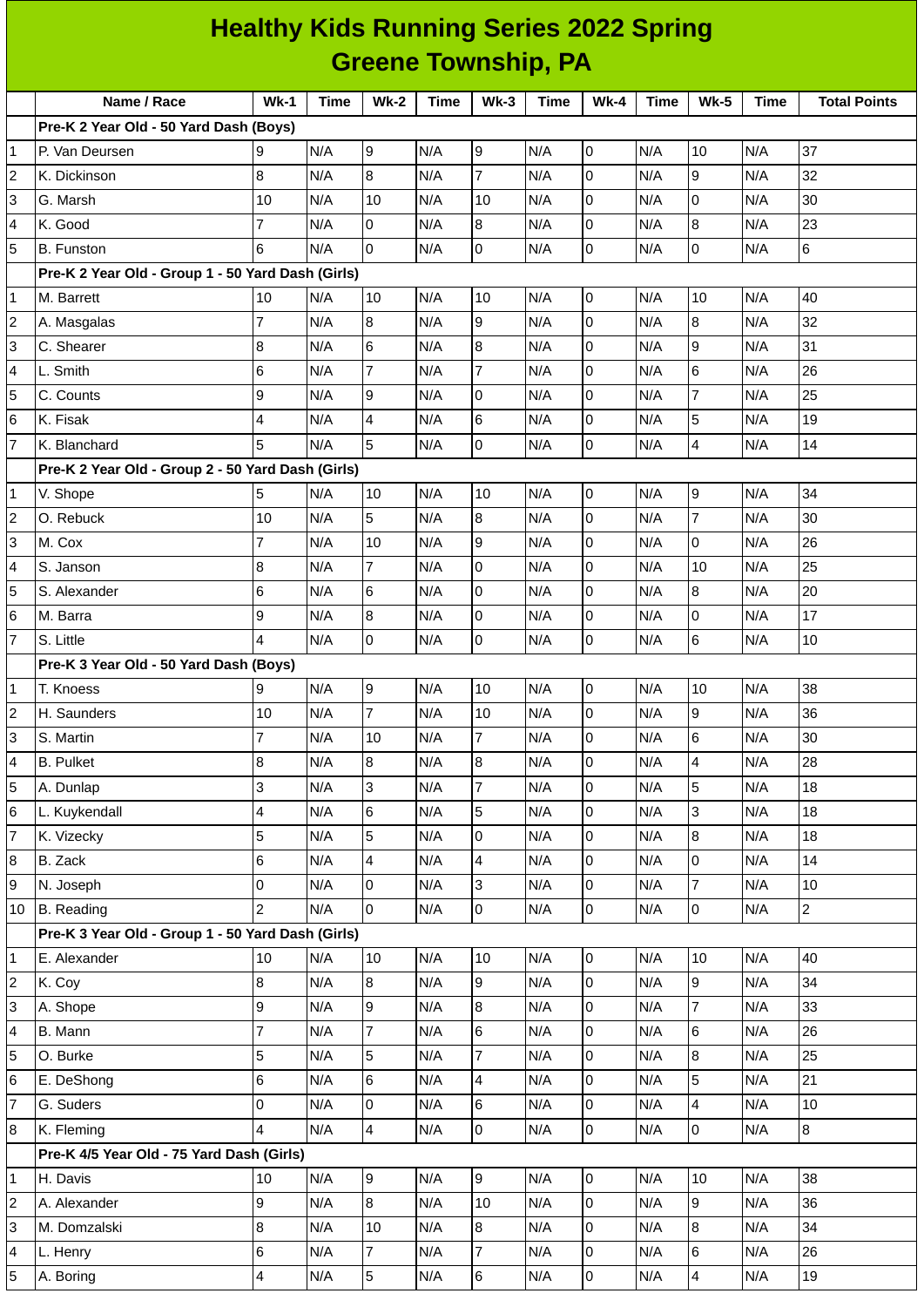# Healthy Kids Running Series 2022 Spring
## Greene Township, PA

| | Name / Race | Wk-1 | Time | Wk-2 | Time | Wk-3 | Time | Wk-4 | Time | Wk-5 | Time | Total Points |
|---|---|---|---|---|---|---|---|---|---|---|---|---|
| | **Pre-K 2 Year Old - 50 Yard Dash (Boys)** | | | | | | | | | | | |
| 1 | P. Van Deursen | 9 | N/A | 9 | N/A | 9 | N/A | 0 | N/A | 10 | N/A | 37 |
| 2 | K. Dickinson | 8 | N/A | 8 | N/A | 7 | N/A | 0 | N/A | 9 | N/A | 32 |
| 3 | G. Marsh | 10 | N/A | 10 | N/A | 10 | N/A | 0 | N/A | 0 | N/A | 30 |
| 4 | K. Good | 7 | N/A | 0 | N/A | 8 | N/A | 0 | N/A | 8 | N/A | 23 |
| 5 | B. Funston | 6 | N/A | 0 | N/A | 0 | N/A | 0 | N/A | 0 | N/A | 6 |
| | **Pre-K 2 Year Old - Group 1 - 50 Yard Dash (Girls)** | | | | | | | | | | | |
| 1 | M. Barrett | 10 | N/A | 10 | N/A | 10 | N/A | 0 | N/A | 10 | N/A | 40 |
| 2 | A. Masgalas | 7 | N/A | 8 | N/A | 9 | N/A | 0 | N/A | 8 | N/A | 32 |
| 3 | C. Shearer | 8 | N/A | 6 | N/A | 8 | N/A | 0 | N/A | 9 | N/A | 31 |
| 4 | L. Smith | 6 | N/A | 7 | N/A | 7 | N/A | 0 | N/A | 6 | N/A | 26 |
| 5 | C. Counts | 9 | N/A | 9 | N/A | 0 | N/A | 0 | N/A | 7 | N/A | 25 |
| 6 | K. Fisak | 4 | N/A | 4 | N/A | 6 | N/A | 0 | N/A | 5 | N/A | 19 |
| 7 | K. Blanchard | 5 | N/A | 5 | N/A | 0 | N/A | 0 | N/A | 4 | N/A | 14 |
| | **Pre-K 2 Year Old - Group 2 - 50 Yard Dash (Girls)** | | | | | | | | | | | |
| 1 | V. Shope | 5 | N/A | 10 | N/A | 10 | N/A | 0 | N/A | 9 | N/A | 34 |
| 2 | O. Rebuck | 10 | N/A | 5 | N/A | 8 | N/A | 0 | N/A | 7 | N/A | 30 |
| 3 | M. Cox | 7 | N/A | 10 | N/A | 9 | N/A | 0 | N/A | 0 | N/A | 26 |
| 4 | S. Janson | 8 | N/A | 7 | N/A | 0 | N/A | 0 | N/A | 10 | N/A | 25 |
| 5 | S. Alexander | 6 | N/A | 6 | N/A | 0 | N/A | 0 | N/A | 8 | N/A | 20 |
| 6 | M. Barra | 9 | N/A | 8 | N/A | 0 | N/A | 0 | N/A | 0 | N/A | 17 |
| 7 | S. Little | 4 | N/A | 0 | N/A | 0 | N/A | 0 | N/A | 6 | N/A | 10 |
| | **Pre-K 3 Year Old - 50 Yard Dash (Boys)** | | | | | | | | | | | |
| 1 | T. Knoess | 9 | N/A | 9 | N/A | 10 | N/A | 0 | N/A | 10 | N/A | 38 |
| 2 | H. Saunders | 10 | N/A | 7 | N/A | 10 | N/A | 0 | N/A | 9 | N/A | 36 |
| 3 | S. Martin | 7 | N/A | 10 | N/A | 7 | N/A | 0 | N/A | 6 | N/A | 30 |
| 4 | B. Pulket | 8 | N/A | 8 | N/A | 8 | N/A | 0 | N/A | 4 | N/A | 28 |
| 5 | A. Dunlap | 3 | N/A | 3 | N/A | 7 | N/A | 0 | N/A | 5 | N/A | 18 |
| 6 | L. Kuykendall | 4 | N/A | 6 | N/A | 5 | N/A | 0 | N/A | 3 | N/A | 18 |
| 7 | K. Vizecky | 5 | N/A | 5 | N/A | 0 | N/A | 0 | N/A | 8 | N/A | 18 |
| 8 | B. Zack | 6 | N/A | 4 | N/A | 4 | N/A | 0 | N/A | 0 | N/A | 14 |
| 9 | N. Joseph | 0 | N/A | 0 | N/A | 3 | N/A | 0 | N/A | 7 | N/A | 10 |
| 10 | B. Reading | 2 | N/A | 0 | N/A | 0 | N/A | 0 | N/A | 0 | N/A | 2 |
| | **Pre-K 3 Year Old - Group 1 - 50 Yard Dash (Girls)** | | | | | | | | | | | |
| 1 | E. Alexander | 10 | N/A | 10 | N/A | 10 | N/A | 0 | N/A | 10 | N/A | 40 |
| 2 | K. Coy | 8 | N/A | 8 | N/A | 9 | N/A | 0 | N/A | 9 | N/A | 34 |
| 3 | A. Shope | 9 | N/A | 9 | N/A | 8 | N/A | 0 | N/A | 7 | N/A | 33 |
| 4 | B. Mann | 7 | N/A | 7 | N/A | 6 | N/A | 0 | N/A | 6 | N/A | 26 |
| 5 | O. Burke | 5 | N/A | 5 | N/A | 7 | N/A | 0 | N/A | 8 | N/A | 25 |
| 6 | E. DeShong | 6 | N/A | 6 | N/A | 4 | N/A | 0 | N/A | 5 | N/A | 21 |
| 7 | G. Suders | 0 | N/A | 0 | N/A | 6 | N/A | 0 | N/A | 4 | N/A | 10 |
| 8 | K. Fleming | 4 | N/A | 4 | N/A | 0 | N/A | 0 | N/A | 0 | N/A | 8 |
| | **Pre-K 4/5 Year Old - 75 Yard Dash (Girls)** | | | | | | | | | | | |
| 1 | H. Davis | 10 | N/A | 9 | N/A | 9 | N/A | 0 | N/A | 10 | N/A | 38 |
| 2 | A. Alexander | 9 | N/A | 8 | N/A | 10 | N/A | 0 | N/A | 9 | N/A | 36 |
| 3 | M. Domzalski | 8 | N/A | 10 | N/A | 8 | N/A | 0 | N/A | 8 | N/A | 34 |
| 4 | L. Henry | 6 | N/A | 7 | N/A | 7 | N/A | 0 | N/A | 6 | N/A | 26 |
| 5 | A. Boring | 4 | N/A | 5 | N/A | 6 | N/A | 0 | N/A | 4 | N/A | 19 |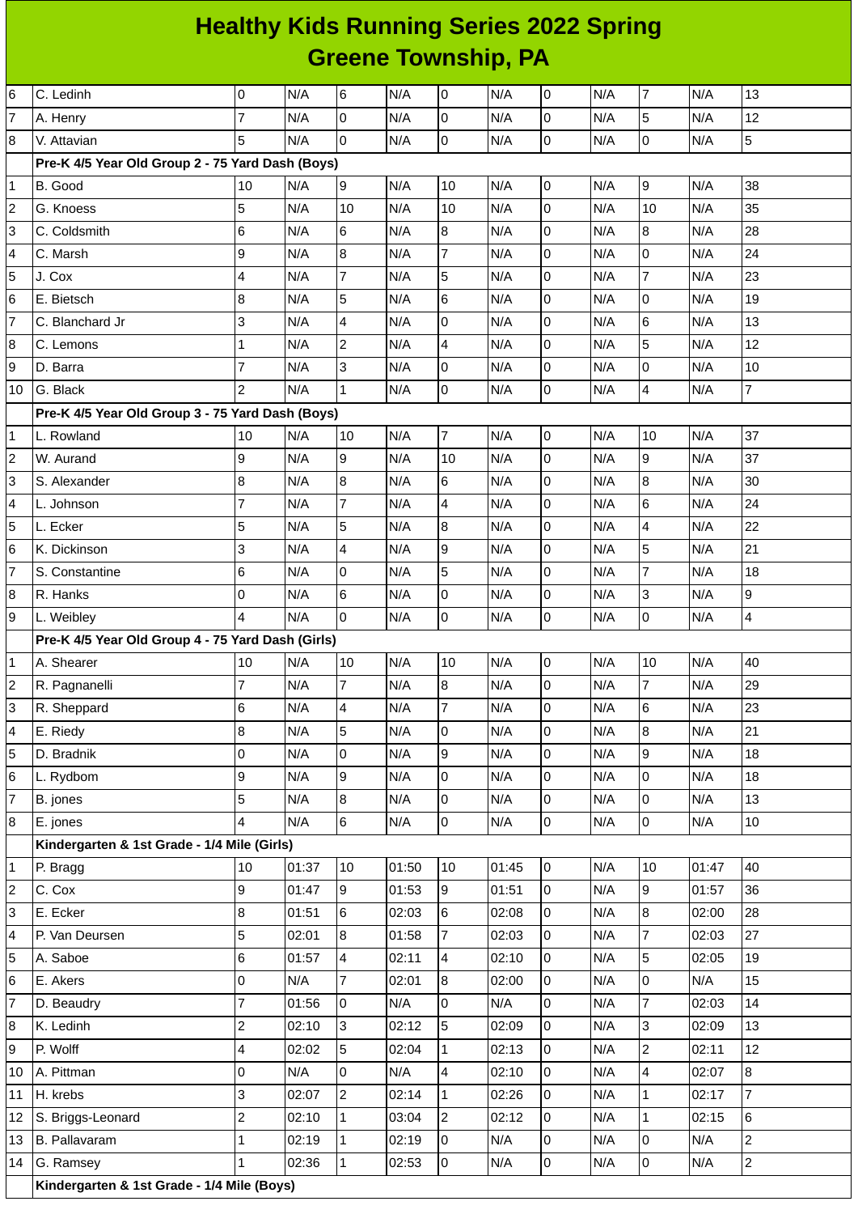# Healthy Kids Running Series 2022 Spring
## Greene Township, PA

| | | | | | | | | | | | | |
|---|---|---|---|---|---|---|---|---|---|---|---|---|
| 6 | C. Ledinh | 0 | N/A | 6 | N/A | 0 | N/A | 0 | N/A | 7 | N/A | 13 |
| 7 | A. Henry | 7 | N/A | 0 | N/A | 0 | N/A | 0 | N/A | 5 | N/A | 12 |
| 8 | V. Attavian | 5 | N/A | 0 | N/A | 0 | N/A | 0 | N/A | 0 | N/A | 5 |
| | **Pre-K 4/5 Year Old Group 2 - 75 Yard Dash (Boys)** | | | | | | | | | | | |
| 1 | B. Good | 10 | N/A | 9 | N/A | 10 | N/A | 0 | N/A | 9 | N/A | 38 |
| 2 | G. Knoess | 5 | N/A | 10 | N/A | 10 | N/A | 0 | N/A | 10 | N/A | 35 |
| 3 | C. Coldsmith | 6 | N/A | 6 | N/A | 8 | N/A | 0 | N/A | 8 | N/A | 28 |
| 4 | C. Marsh | 9 | N/A | 8 | N/A | 7 | N/A | 0 | N/A | 0 | N/A | 24 |
| 5 | J. Cox | 4 | N/A | 7 | N/A | 5 | N/A | 0 | N/A | 7 | N/A | 23 |
| 6 | E. Bietsch | 8 | N/A | 5 | N/A | 6 | N/A | 0 | N/A | 0 | N/A | 19 |
| 7 | C. Blanchard Jr | 3 | N/A | 4 | N/A | 0 | N/A | 0 | N/A | 6 | N/A | 13 |
| 8 | C. Lemons | 1 | N/A | 2 | N/A | 4 | N/A | 0 | N/A | 5 | N/A | 12 |
| 9 | D. Barra | 7 | N/A | 3 | N/A | 0 | N/A | 0 | N/A | 0 | N/A | 10 |
| 10 | G. Black | 2 | N/A | 1 | N/A | 0 | N/A | 0 | N/A | 4 | N/A | 7 |
| | **Pre-K 4/5 Year Old Group 3 - 75 Yard Dash (Boys)** | | | | | | | | | | | |
| 1 | L. Rowland | 10 | N/A | 10 | N/A | 7 | N/A | 0 | N/A | 10 | N/A | 37 |
| 2 | W. Aurand | 9 | N/A | 9 | N/A | 10 | N/A | 0 | N/A | 9 | N/A | 37 |
| 3 | S. Alexander | 8 | N/A | 8 | N/A | 6 | N/A | 0 | N/A | 8 | N/A | 30 |
| 4 | L. Johnson | 7 | N/A | 7 | N/A | 4 | N/A | 0 | N/A | 6 | N/A | 24 |
| 5 | L. Ecker | 5 | N/A | 5 | N/A | 8 | N/A | 0 | N/A | 4 | N/A | 22 |
| 6 | K. Dickinson | 3 | N/A | 4 | N/A | 9 | N/A | 0 | N/A | 5 | N/A | 21 |
| 7 | S. Constantine | 6 | N/A | 0 | N/A | 5 | N/A | 0 | N/A | 7 | N/A | 18 |
| 8 | R. Hanks | 0 | N/A | 6 | N/A | 0 | N/A | 0 | N/A | 3 | N/A | 9 |
| 9 | L. Weibley | 4 | N/A | 0 | N/A | 0 | N/A | 0 | N/A | 0 | N/A | 4 |
| | **Pre-K 4/5 Year Old Group 4 - 75 Yard Dash (Girls)** | | | | | | | | | | | |
| 1 | A. Shearer | 10 | N/A | 10 | N/A | 10 | N/A | 0 | N/A | 10 | N/A | 40 |
| 2 | R. Pagnanelli | 7 | N/A | 7 | N/A | 8 | N/A | 0 | N/A | 7 | N/A | 29 |
| 3 | R. Sheppard | 6 | N/A | 4 | N/A | 7 | N/A | 0 | N/A | 6 | N/A | 23 |
| 4 | E. Riedy | 8 | N/A | 5 | N/A | 0 | N/A | 0 | N/A | 8 | N/A | 21 |
| 5 | D. Bradnik | 0 | N/A | 0 | N/A | 9 | N/A | 0 | N/A | 9 | N/A | 18 |
| 6 | L. Rydbom | 9 | N/A | 9 | N/A | 0 | N/A | 0 | N/A | 0 | N/A | 18 |
| 7 | B. jones | 5 | N/A | 8 | N/A | 0 | N/A | 0 | N/A | 0 | N/A | 13 |
| 8 | E. jones | 4 | N/A | 6 | N/A | 0 | N/A | 0 | N/A | 0 | N/A | 10 |
| | **Kindergarten & 1st Grade - 1/4 Mile (Girls)** | | | | | | | | | | | |
| 1 | P. Bragg | 10 | 01:37 | 10 | 01:50 | 10 | 01:45 | 0 | N/A | 10 | 01:47 | 40 |
| 2 | C. Cox | 9 | 01:47 | 9 | 01:53 | 9 | 01:51 | 0 | N/A | 9 | 01:57 | 36 |
| 3 | E. Ecker | 8 | 01:51 | 6 | 02:03 | 6 | 02:08 | 0 | N/A | 8 | 02:00 | 28 |
| 4 | P. Van Deursen | 5 | 02:01 | 8 | 01:58 | 7 | 02:03 | 0 | N/A | 7 | 02:03 | 27 |
| 5 | A. Saboe | 6 | 01:57 | 4 | 02:11 | 4 | 02:10 | 0 | N/A | 5 | 02:05 | 19 |
| 6 | E. Akers | 0 | N/A | 7 | 02:01 | 8 | 02:00 | 0 | N/A | 0 | N/A | 15 |
| 7 | D. Beaudry | 7 | 01:56 | 0 | N/A | 0 | N/A | 0 | N/A | 7 | 02:03 | 14 |
| 8 | K. Ledinh | 2 | 02:10 | 3 | 02:12 | 5 | 02:09 | 0 | N/A | 3 | 02:09 | 13 |
| 9 | P. Wolff | 4 | 02:02 | 5 | 02:04 | 1 | 02:13 | 0 | N/A | 2 | 02:11 | 12 |
| 10 | A. Pittman | 0 | N/A | 0 | N/A | 4 | 02:10 | 0 | N/A | 4 | 02:07 | 8 |
| 11 | H. krebs | 3 | 02:07 | 2 | 02:14 | 1 | 02:26 | 0 | N/A | 1 | 02:17 | 7 |
| 12 | S. Briggs-Leonard | 2 | 02:10 | 1 | 03:04 | 2 | 02:12 | 0 | N/A | 1 | 02:15 | 6 |
| 13 | B. Pallavaram | 1 | 02:19 | 1 | 02:19 | 0 | N/A | 0 | N/A | 0 | N/A | 2 |
| 14 | G. Ramsey | 1 | 02:36 | 1 | 02:53 | 0 | N/A | 0 | N/A | 0 | N/A | 2 |
| | **Kindergarten & 1st Grade - 1/4 Mile (Boys)** | | | | | | | | | | | |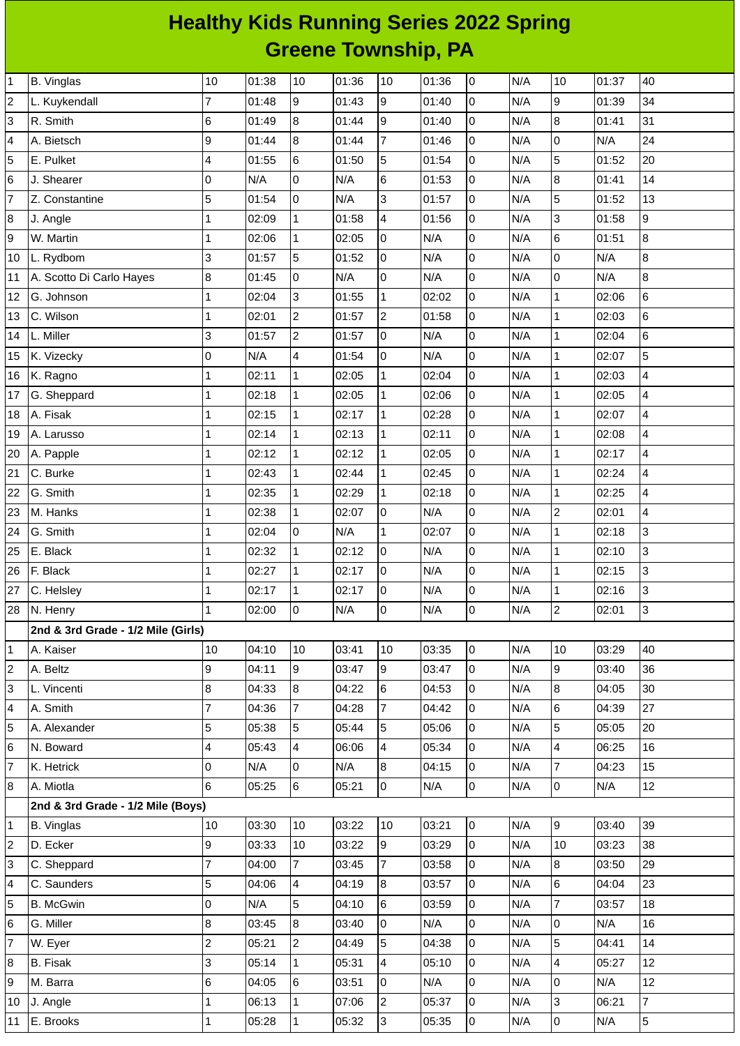# Healthy Kids Running Series 2022 Spring
## Greene Township, PA

| | | | | | | | | | | | | |
|---|---|---|---|---|---|---|---|---|---|---|---|---|
| 1 | B. Vinglas | 10 | 01:38 | 10 | 01:36 | 10 | 01:36 | 0 | N/A | 10 | 01:37 | 40 |
| 2 | L. Kuykendall | 7 | 01:48 | 9 | 01:43 | 9 | 01:40 | 0 | N/A | 9 | 01:39 | 34 |
| 3 | R. Smith | 6 | 01:49 | 8 | 01:44 | 9 | 01:40 | 0 | N/A | 8 | 01:41 | 31 |
| 4 | A. Bietsch | 9 | 01:44 | 8 | 01:44 | 7 | 01:46 | 0 | N/A | 0 | N/A | 24 |
| 5 | E. Pulket | 4 | 01:55 | 6 | 01:50 | 5 | 01:54 | 0 | N/A | 5 | 01:52 | 20 |
| 6 | J. Shearer | 0 | N/A | 0 | N/A | 6 | 01:53 | 0 | N/A | 8 | 01:41 | 14 |
| 7 | Z. Constantine | 5 | 01:54 | 0 | N/A | 3 | 01:57 | 0 | N/A | 5 | 01:52 | 13 |
| 8 | J. Angle | 1 | 02:09 | 1 | 01:58 | 4 | 01:56 | 0 | N/A | 3 | 01:58 | 9 |
| 9 | W. Martin | 1 | 02:06 | 1 | 02:05 | 0 | N/A | 0 | N/A | 6 | 01:51 | 8 |
| 10 | L. Rydbom | 3 | 01:57 | 5 | 01:52 | 0 | N/A | 0 | N/A | 0 | N/A | 8 |
| 11 | A. Scotto Di Carlo Hayes | 8 | 01:45 | 0 | N/A | 0 | N/A | 0 | N/A | 0 | N/A | 8 |
| 12 | G. Johnson | 1 | 02:04 | 3 | 01:55 | 1 | 02:02 | 0 | N/A | 1 | 02:06 | 6 |
| 13 | C. Wilson | 1 | 02:01 | 2 | 01:57 | 2 | 01:58 | 0 | N/A | 1 | 02:03 | 6 |
| 14 | L. Miller | 3 | 01:57 | 2 | 01:57 | 0 | N/A | 0 | N/A | 1 | 02:04 | 6 |
| 15 | K. Vizecky | 0 | N/A | 4 | 01:54 | 0 | N/A | 0 | N/A | 1 | 02:07 | 5 |
| 16 | K. Ragno | 1 | 02:11 | 1 | 02:05 | 1 | 02:04 | 0 | N/A | 1 | 02:03 | 4 |
| 17 | G. Sheppard | 1 | 02:18 | 1 | 02:05 | 1 | 02:06 | 0 | N/A | 1 | 02:05 | 4 |
| 18 | A. Fisak | 1 | 02:15 | 1 | 02:17 | 1 | 02:28 | 0 | N/A | 1 | 02:07 | 4 |
| 19 | A. Larusso | 1 | 02:14 | 1 | 02:13 | 1 | 02:11 | 0 | N/A | 1 | 02:08 | 4 |
| 20 | A. Papple | 1 | 02:12 | 1 | 02:12 | 1 | 02:05 | 0 | N/A | 1 | 02:17 | 4 |
| 21 | C. Burke | 1 | 02:43 | 1 | 02:44 | 1 | 02:45 | 0 | N/A | 1 | 02:24 | 4 |
| 22 | G. Smith | 1 | 02:35 | 1 | 02:29 | 1 | 02:18 | 0 | N/A | 1 | 02:25 | 4 |
| 23 | M. Hanks | 1 | 02:38 | 1 | 02:07 | 0 | N/A | 0 | N/A | 2 | 02:01 | 4 |
| 24 | G. Smith | 1 | 02:04 | 0 | N/A | 1 | 02:07 | 0 | N/A | 1 | 02:18 | 3 |
| 25 | E. Black | 1 | 02:32 | 1 | 02:12 | 0 | N/A | 0 | N/A | 1 | 02:10 | 3 |
| 26 | F. Black | 1 | 02:27 | 1 | 02:17 | 0 | N/A | 0 | N/A | 1 | 02:15 | 3 |
| 27 | C. Helsley | 1 | 02:17 | 1 | 02:17 | 0 | N/A | 0 | N/A | 1 | 02:16 | 3 |
| 28 | N. Henry | 1 | 02:00 | 0 | N/A | 0 | N/A | 0 | N/A | 2 | 02:01 | 3 |
| | **2nd & 3rd Grade - 1/2 Mile (Girls)** | | | | | | | | | | | |
| 1 | A. Kaiser | 10 | 04:10 | 10 | 03:41 | 10 | 03:35 | 0 | N/A | 10 | 03:29 | 40 |
| 2 | A. Beltz | 9 | 04:11 | 9 | 03:47 | 9 | 03:47 | 0 | N/A | 9 | 03:40 | 36 |
| 3 | L. Vincenti | 8 | 04:33 | 8 | 04:22 | 6 | 04:53 | 0 | N/A | 8 | 04:05 | 30 |
| 4 | A. Smith | 7 | 04:36 | 7 | 04:28 | 7 | 04:42 | 0 | N/A | 6 | 04:39 | 27 |
| 5 | A. Alexander | 5 | 05:38 | 5 | 05:44 | 5 | 05:06 | 0 | N/A | 5 | 05:05 | 20 |
| 6 | N. Boward | 4 | 05:43 | 4 | 06:06 | 4 | 05:34 | 0 | N/A | 4 | 06:25 | 16 |
| 7 | K. Hetrick | 0 | N/A | 0 | N/A | 8 | 04:15 | 0 | N/A | 7 | 04:23 | 15 |
| 8 | A. Miotla | 6 | 05:25 | 6 | 05:21 | 0 | N/A | 0 | N/A | 0 | N/A | 12 |
| | **2nd & 3rd Grade - 1/2 Mile (Boys)** | | | | | | | | | | | |
| 1 | B. Vinglas | 10 | 03:30 | 10 | 03:22 | 10 | 03:21 | 0 | N/A | 9 | 03:40 | 39 |
| 2 | D. Ecker | 9 | 03:33 | 10 | 03:22 | 9 | 03:29 | 0 | N/A | 10 | 03:23 | 38 |
| 3 | C. Sheppard | 7 | 04:00 | 7 | 03:45 | 7 | 03:58 | 0 | N/A | 8 | 03:50 | 29 |
| 4 | C. Saunders | 5 | 04:06 | 4 | 04:19 | 8 | 03:57 | 0 | N/A | 6 | 04:04 | 23 |
| 5 | B. McGwin | 0 | N/A | 5 | 04:10 | 6 | 03:59 | 0 | N/A | 7 | 03:57 | 18 |
| 6 | G. Miller | 8 | 03:45 | 8 | 03:40 | 0 | N/A | 0 | N/A | 0 | N/A | 16 |
| 7 | W. Eyer | 2 | 05:21 | 2 | 04:49 | 5 | 04:38 | 0 | N/A | 5 | 04:41 | 14 |
| 8 | B. Fisak | 3 | 05:14 | 1 | 05:31 | 4 | 05:10 | 0 | N/A | 4 | 05:27 | 12 |
| 9 | M. Barra | 6 | 04:05 | 6 | 03:51 | 0 | N/A | 0 | N/A | 0 | N/A | 12 |
| 10 | J. Angle | 1 | 06:13 | 1 | 07:06 | 2 | 05:37 | 0 | N/A | 3 | 06:21 | 7 |
| 11 | E. Brooks | 1 | 05:28 | 1 | 05:32 | 3 | 05:35 | 0 | N/A | 0 | N/A | 5 |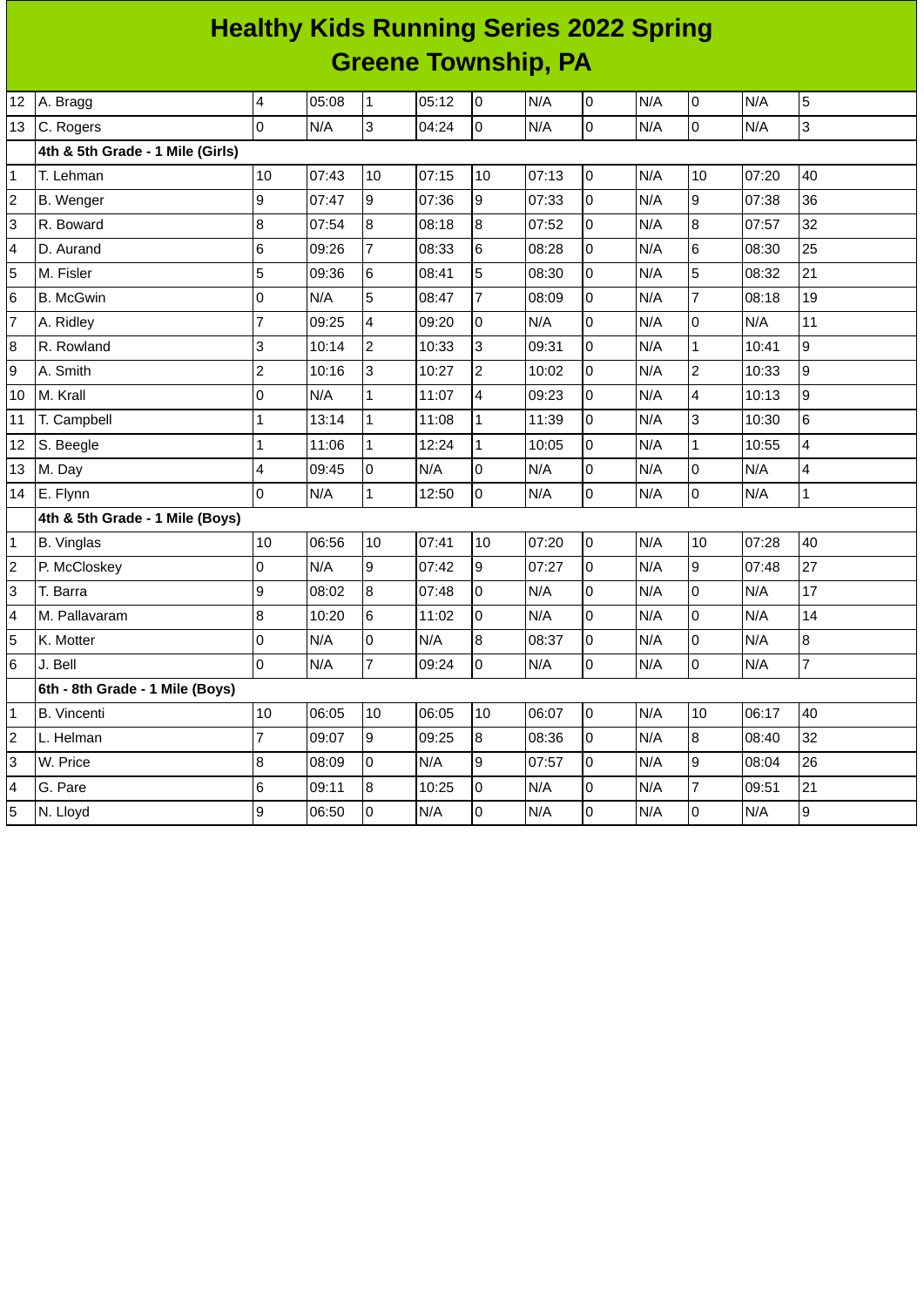# Healthy Kids Running Series 2022 Spring
## Greene Township, PA

| | | | | | | | | | | | | |
|---|---|---|---|---|---|---|---|---|---|---|---|---|
| 12 | A. Bragg | 4 | 05:08 | 1 | 05:12 | 0 | N/A | 0 | N/A | 0 | N/A | 5 |
| 13 | C. Rogers | 0 | N/A | 3 | 04:24 | 0 | N/A | 0 | N/A | 0 | N/A | 3 |
| | **4th & 5th Grade - 1 Mile (Girls)** | | | | | | | | | | | |
| 1 | T. Lehman | 10 | 07:43 | 10 | 07:15 | 10 | 07:13 | 0 | N/A | 10 | 07:20 | 40 |
| 2 | B. Wenger | 9 | 07:47 | 9 | 07:36 | 9 | 07:33 | 0 | N/A | 9 | 07:38 | 36 |
| 3 | R. Boward | 8 | 07:54 | 8 | 08:18 | 8 | 07:52 | 0 | N/A | 8 | 07:57 | 32 |
| 4 | D. Aurand | 6 | 09:26 | 7 | 08:33 | 6 | 08:28 | 0 | N/A | 6 | 08:30 | 25 |
| 5 | M. Fisler | 5 | 09:36 | 6 | 08:41 | 5 | 08:30 | 0 | N/A | 5 | 08:32 | 21 |
| 6 | B. McGwin | 0 | N/A | 5 | 08:47 | 7 | 08:09 | 0 | N/A | 7 | 08:18 | 19 |
| 7 | A. Ridley | 7 | 09:25 | 4 | 09:20 | 0 | N/A | 0 | N/A | 0 | N/A | 11 |
| 8 | R. Rowland | 3 | 10:14 | 2 | 10:33 | 3 | 09:31 | 0 | N/A | 1 | 10:41 | 9 |
| 9 | A. Smith | 2 | 10:16 | 3 | 10:27 | 2 | 10:02 | 0 | N/A | 2 | 10:33 | 9 |
| 10 | M. Krall | 0 | N/A | 1 | 11:07 | 4 | 09:23 | 0 | N/A | 4 | 10:13 | 9 |
| 11 | T. Campbell | 1 | 13:14 | 1 | 11:08 | 1 | 11:39 | 0 | N/A | 3 | 10:30 | 6 |
| 12 | S. Beegle | 1 | 11:06 | 1 | 12:24 | 1 | 10:05 | 0 | N/A | 1 | 10:55 | 4 |
| 13 | M. Day | 4 | 09:45 | 0 | N/A | 0 | N/A | 0 | N/A | 0 | N/A | 4 |
| 14 | E. Flynn | 0 | N/A | 1 | 12:50 | 0 | N/A | 0 | N/A | 0 | N/A | 1 |
| | **4th & 5th Grade - 1 Mile (Boys)** | | | | | | | | | | | |
| 1 | B. Vinglas | 10 | 06:56 | 10 | 07:41 | 10 | 07:20 | 0 | N/A | 10 | 07:28 | 40 |
| 2 | P. McCloskey | 0 | N/A | 9 | 07:42 | 9 | 07:27 | 0 | N/A | 9 | 07:48 | 27 |
| 3 | T. Barra | 9 | 08:02 | 8 | 07:48 | 0 | N/A | 0 | N/A | 0 | N/A | 17 |
| 4 | M. Pallavaram | 8 | 10:20 | 6 | 11:02 | 0 | N/A | 0 | N/A | 0 | N/A | 14 |
| 5 | K. Motter | 0 | N/A | 0 | N/A | 8 | 08:37 | 0 | N/A | 0 | N/A | 8 |
| 6 | J. Bell | 0 | N/A | 7 | 09:24 | 0 | N/A | 0 | N/A | 0 | N/A | 7 |
| | **6th - 8th Grade - 1 Mile (Boys)** | | | | | | | | | | | |
| 1 | B. Vincenti | 10 | 06:05 | 10 | 06:05 | 10 | 06:07 | 0 | N/A | 10 | 06:17 | 40 |
| 2 | L. Helman | 7 | 09:07 | 9 | 09:25 | 8 | 08:36 | 0 | N/A | 8 | 08:40 | 32 |
| 3 | W. Price | 8 | 08:09 | 0 | N/A | 9 | 07:57 | 0 | N/A | 9 | 08:04 | 26 |
| 4 | G. Pare | 6 | 09:11 | 8 | 10:25 | 0 | N/A | 0 | N/A | 7 | 09:51 | 21 |
| 5 | N. Lloyd | 9 | 06:50 | 0 | N/A | 0 | N/A | 0 | N/A | 0 | N/A | 9 |